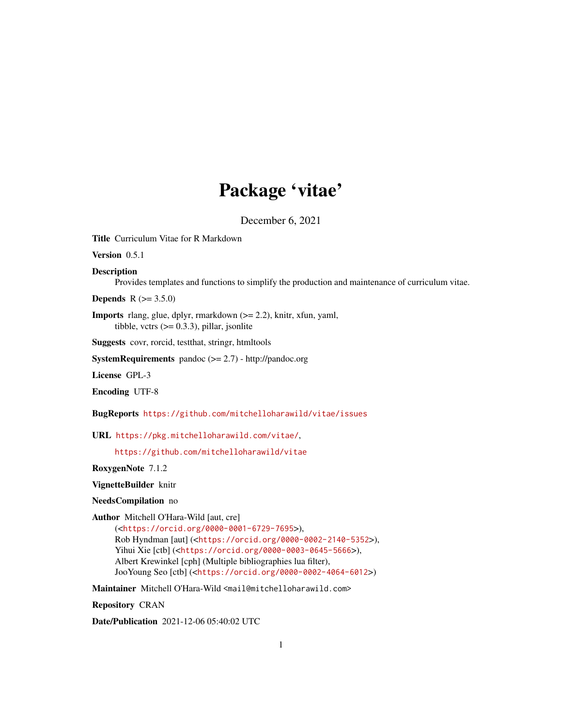# Package 'vitae'

December 6, 2021

**Title** Curriculum Vitae for R Markdown

**Version** 0.5.1

**Description**
Provides templates and functions to simplify the production and maintenance of curriculum vitae.

**Depends** R (>= 3.5.0)

**Imports** rlang, glue, dplyr, rmarkdown (>= 2.2), knitr, xfun, yaml, tibble, vctrs (>= 0.3.3), pillar, jsonlite

**Suggests** covr, rorcid, testthat, stringr, htmltools

**SystemRequirements** pandoc (>= 2.7) - http://pandoc.org

**License** GPL-3

**Encoding** UTF-8

**BugReports** https://github.com/mitchelloharawild/vitae/issues

**URL** https://pkg.mitchelloharawild.com/vitae/,
https://github.com/mitchelloharawild/vitae

**RoxygenNote** 7.1.2

**VignetteBuilder** knitr

**NeedsCompilation** no

**Author** Mitchell O'Hara-Wild [aut, cre]
(<https://orcid.org/0000-0001-6729-7695>),
Rob Hyndman [aut] (<https://orcid.org/0000-0002-2140-5352>),
Yihui Xie [ctb] (<https://orcid.org/0000-0003-0645-5666>),
Albert Krewinkel [cph] (Multiple bibliographies lua filter),
JooYoung Seo [ctb] (<https://orcid.org/0000-0002-4064-6012>)

**Maintainer** Mitchell O'Hara-Wild <mail@mitchelloharawild.com>

**Repository** CRAN

**Date/Publication** 2021-12-06 05:40:02 UTC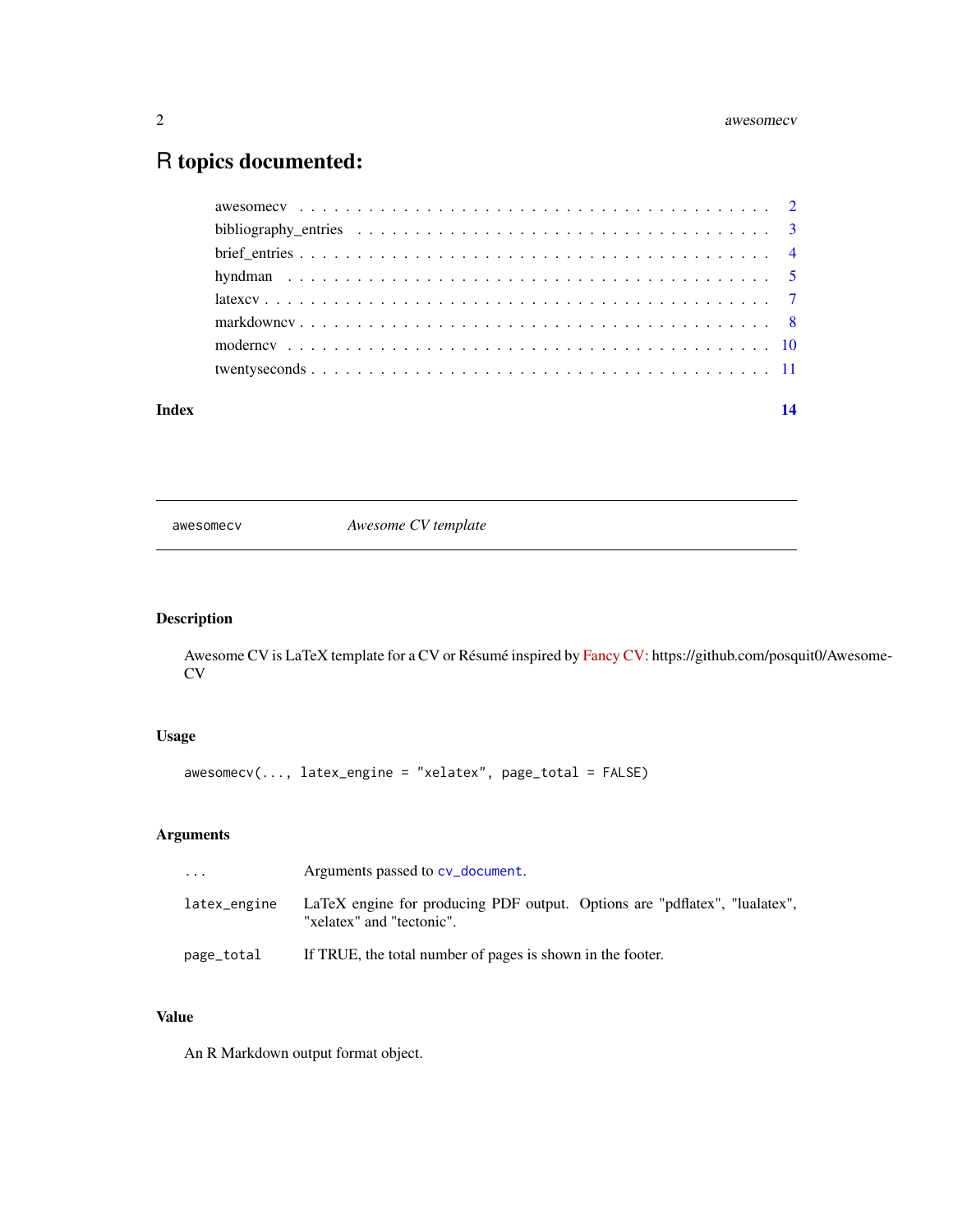# R topics documented:

- awesomecv . . . . . . . . . . . . . . . . . . . . . . . . . . . . . . . . . . . . . . . . 2
- bibliography_entries . . . . . . . . . . . . . . . . . . . . . . . . . . . . . . . . . . . 3
- brief_entries . . . . . . . . . . . . . . . . . . . . . . . . . . . . . . . . . . . . . . 4
- hyndman . . . . . . . . . . . . . . . . . . . . . . . . . . . . . . . . . . . . . . . . 5
- latexcv . . . . . . . . . . . . . . . . . . . . . . . . . . . . . . . . . . . . . . . . 7
- markdowncv . . . . . . . . . . . . . . . . . . . . . . . . . . . . . . . . . . . . . . 8
- moderncv . . . . . . . . . . . . . . . . . . . . . . . . . . . . . . . . . . . . . . . 10
- twentyseconds . . . . . . . . . . . . . . . . . . . . . . . . . . . . . . . . . . . . . 11

**Index** 14

---

`awesomecv` *Awesome CV template*

---

## Description

Awesome CV is LaTeX template for a CV or Résumé inspired by Fancy CV: https://github.com/posquit0/Awesome-CV

## Usage

```
awesomecv(..., latex_engine = "xelatex", page_total = FALSE)
```

## Arguments

| | |
|---|---|
| `...` | Arguments passed to `cv_document`. |
| `latex_engine` | LaTeX engine for producing PDF output. Options are "pdflatex", "lualatex", "xelatex" and "tectonic". |
| `page_total` | If TRUE, the total number of pages is shown in the footer. |

## Value

An R Markdown output format object.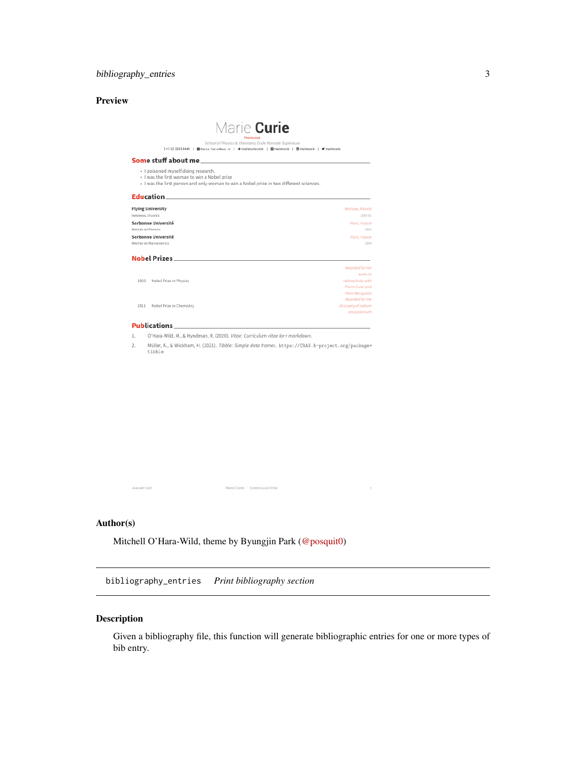## Preview

Marie **Curie**

PROFESSOR

*School of Physics & Chemistry, École Normale Supérieure*

+1 22 3333 4444 | Marie.Curie@ens.fr | mariecurie.com | mariecurie | mariecurie | mariecurie

**Some stuff about me**

- I poisoned myself doing research.
- I was the first woman to win a Nobel prize
- I was the first person and only woman to win a Nobel prize in two different sciences.

**Education**

| | |
|---|---|
| **Flying University** | *Warsaw, Poland* |
| INFORMAL STUDIES | *1889-91* |
| **Sorbonne Université** | *Paris, France* |
| MASTER OF PHYSICS | *1893* |
| **Sorbonne Université** | *Paris, France* |
| MASTER OF MATHEMATICS | *1894* |

**Nobel Prizes**

| | | |
|---|---|---|
| 1903 | Nobel Prize in Physics | *Awarded for her work on radioactivity with Pierre Curie and Henri Becquerel* |
| 1911 | Nobel Prize in Chemistry | *Awarded for the discovery of radium and polonium* |

**Publications**

1. O'Hara-Wild, M., & Hyndman, R. (2020). *Vitae: Curriculum vitae for r markdown*.
2. Müller, K., & Wickham, H. (2021). *Tibble: Simple data frames*. https://CRAN.R-project.org/package=tibble

JANUARY 2021 MARIE CURIE · CURRICULUM VITAE 1

## Author(s)

Mitchell O'Hara-Wild, theme by Byungjin Park (@posquit0)

---

`bibliography_entries` *Print bibliography section*

---

## Description

Given a bibliography file, this function will generate bibliographic entries for one or more types of bib entry.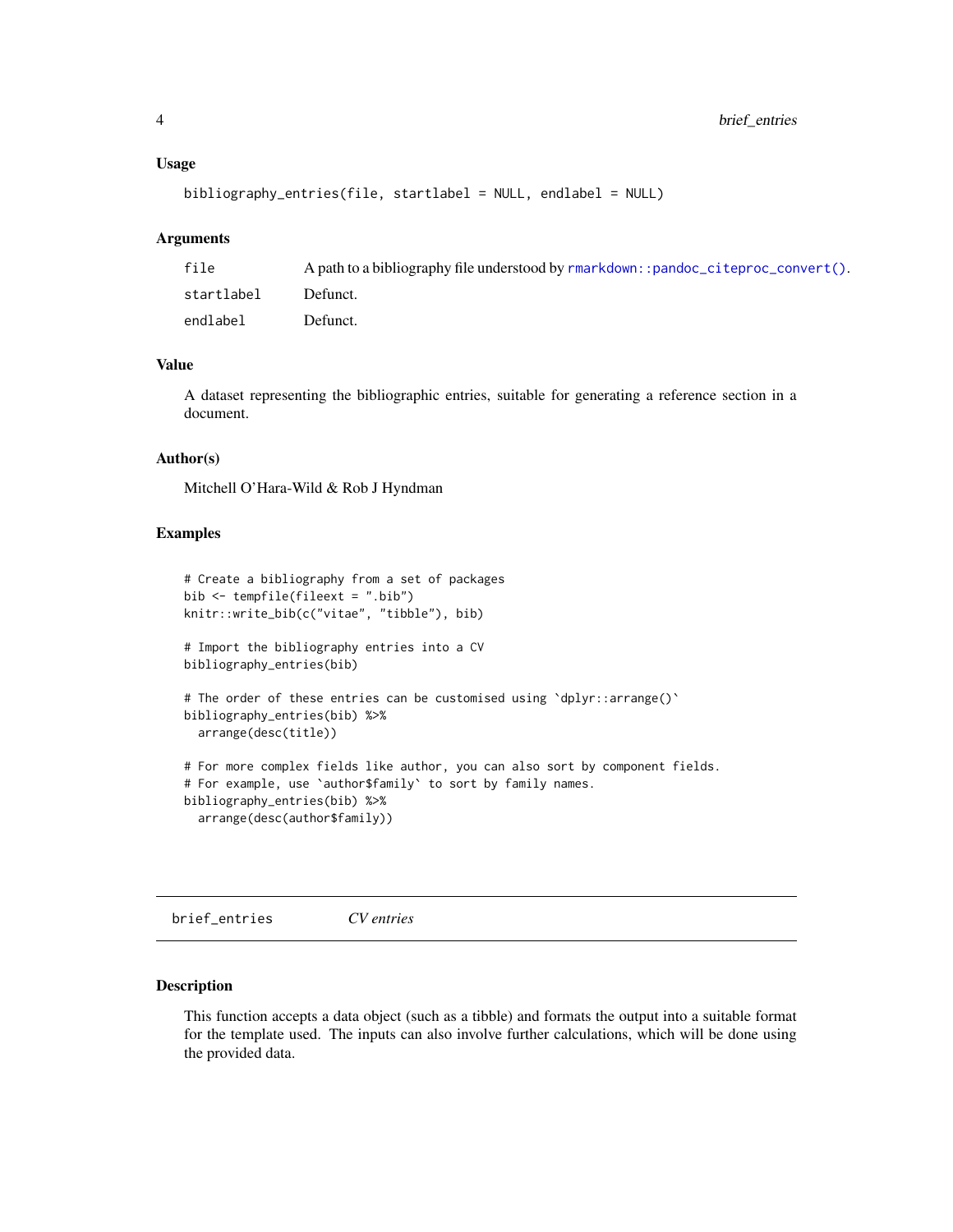### Usage

```
bibliography_entries(file, startlabel = NULL, endlabel = NULL)
```

### Arguments

| | |
|---|---|
| file | A path to a bibliography file understood by `rmarkdown::pandoc_citeproc_convert()`. |
| startlabel | Defunct. |
| endlabel | Defunct. |

### Value

A dataset representing the bibliographic entries, suitable for generating a reference section in a document.

### Author(s)

Mitchell O'Hara-Wild & Rob J Hyndman

### Examples

```
# Create a bibliography from a set of packages
bib <- tempfile(fileext = ".bib")
knitr::write_bib(c("vitae", "tibble"), bib)

# Import the bibliography entries into a CV
bibliography_entries(bib)

# The order of these entries can be customised using `dplyr::arrange()`
bibliography_entries(bib) %>%
  arrange(desc(title))

# For more complex fields like author, you can also sort by component fields.
# For example, use `author$family` to sort by family names.
bibliography_entries(bib) %>%
  arrange(desc(author$family))
```

---

## brief_entries    *CV entries*

---

### Description

This function accepts a data object (such as a tibble) and formats the output into a suitable format for the template used. The inputs can also involve further calculations, which will be done using the provided data.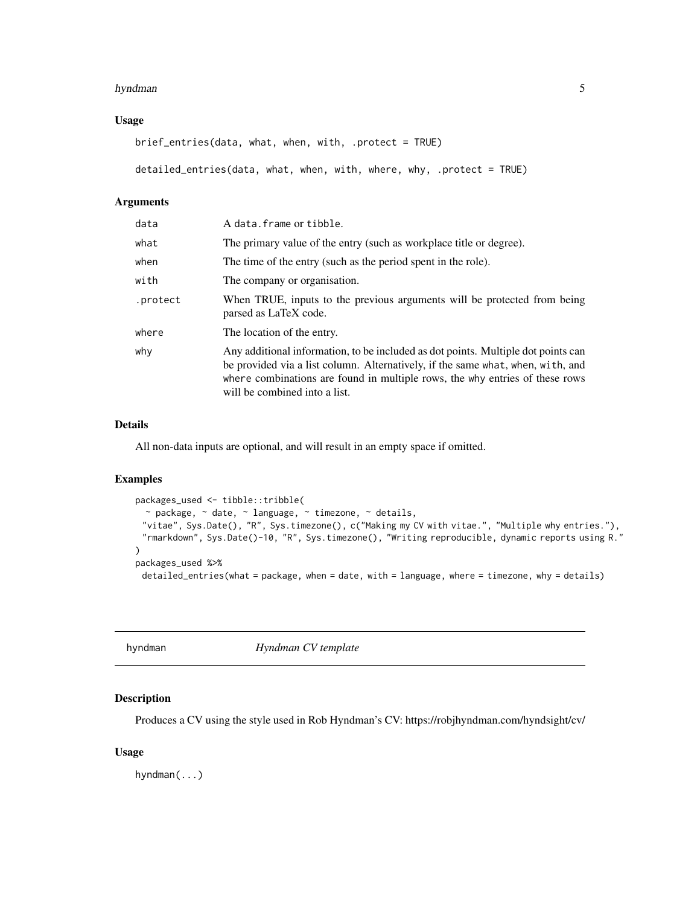### Usage

```
brief_entries(data, what, when, with, .protect = TRUE)

detailed_entries(data, what, when, with, where, why, .protect = TRUE)
```

### Arguments

| | |
|---|---|
| data | A data.frame or tibble. |
| what | The primary value of the entry (such as workplace title or degree). |
| when | The time of the entry (such as the period spent in the role). |
| with | The company or organisation. |
| .protect | When TRUE, inputs to the previous arguments will be protected from being parsed as LaTeX code. |
| where | The location of the entry. |
| why | Any additional information, to be included as dot points. Multiple dot points can be provided via a list column. Alternatively, if the same what, when, with, and where combinations are found in multiple rows, the why entries of these rows will be combined into a list. |

### Details

All non-data inputs are optional, and will result in an empty space if omitted.

### Examples

```
packages_used <- tibble::tribble(
  ~ package, ~ date, ~ language, ~ timezone, ~ details,
  "vitae", Sys.Date(), "R", Sys.timezone(), c("Making my CV with vitae.", "Multiple why entries."),
  "rmarkdown", Sys.Date()-10, "R", Sys.timezone(), "Writing reproducible, dynamic reports using R."
)
packages_used %>%
  detailed_entries(what = package, when = date, with = language, where = timezone, why = details)
```

---

## hyndman — *Hyndman CV template*

### Description

Produces a CV using the style used in Rob Hyndman's CV: https://robjhyndman.com/hyndsight/cv/

### Usage

```
hyndman(...)
```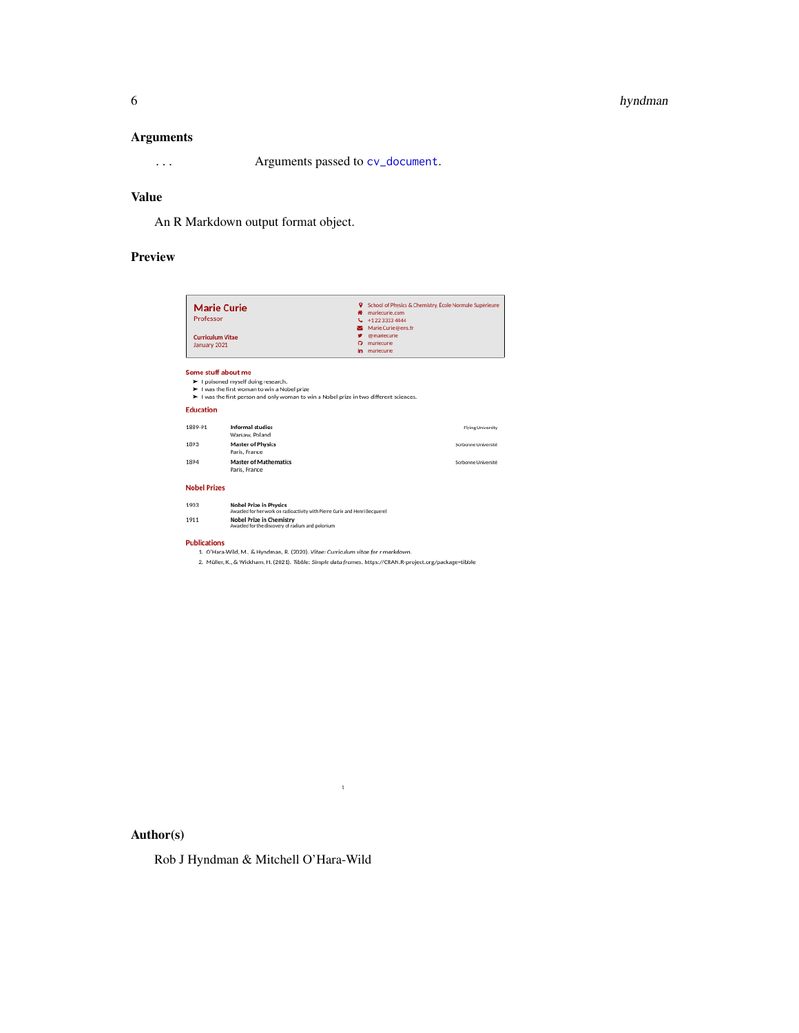## Arguments

... Arguments passed to `cv_document`.

## Value

An R Markdown output format object.

## Preview

**Marie Curie**
Professor

**Curriculum Vitae**
January 2021

School of Physics & Chemistry, École Normale Supérieure
mariecurie.com
+1 22 3333 4444
Marie.Curie@ens.fr
@mariecurie
mariecurie
mariecurie

**Some stuff about me**

- I poisoned myself doing research.
- I was the first woman to win a Nobel prize
- I was the first person and only woman to win a Nobel prize in two different sciences.

**Education**

| | | |
|---|---|---|
| 1889-91 | **Informal studies** Warsaw, Poland | Flying University |
| 1893 | **Master of Physics** Paris, France | Sorbonne Université |
| 1894 | **Master of Mathematics** Paris, France | Sorbonne Université |

**Nobel Prizes**

| | |
|---|---|
| 1903 | **Nobel Prize in Physics** Awarded for her work on radioactivity with Pierre Curie and Henri Becquerel |
| 1911 | **Nobel Prize in Chemistry** Awarded for the discovery of radium and polonium |

**Publications**

1. O'Hara-Wild, M., & Hyndman, R. (2020). *Vitae: Curriculum vitae for r markdown*.
2. Müller, K., & Wickham, H. (2021). *Tibble: Simple data frames*. https://CRAN.R-project.org/package=tibble

## Author(s)

Rob J Hyndman & Mitchell O'Hara-Wild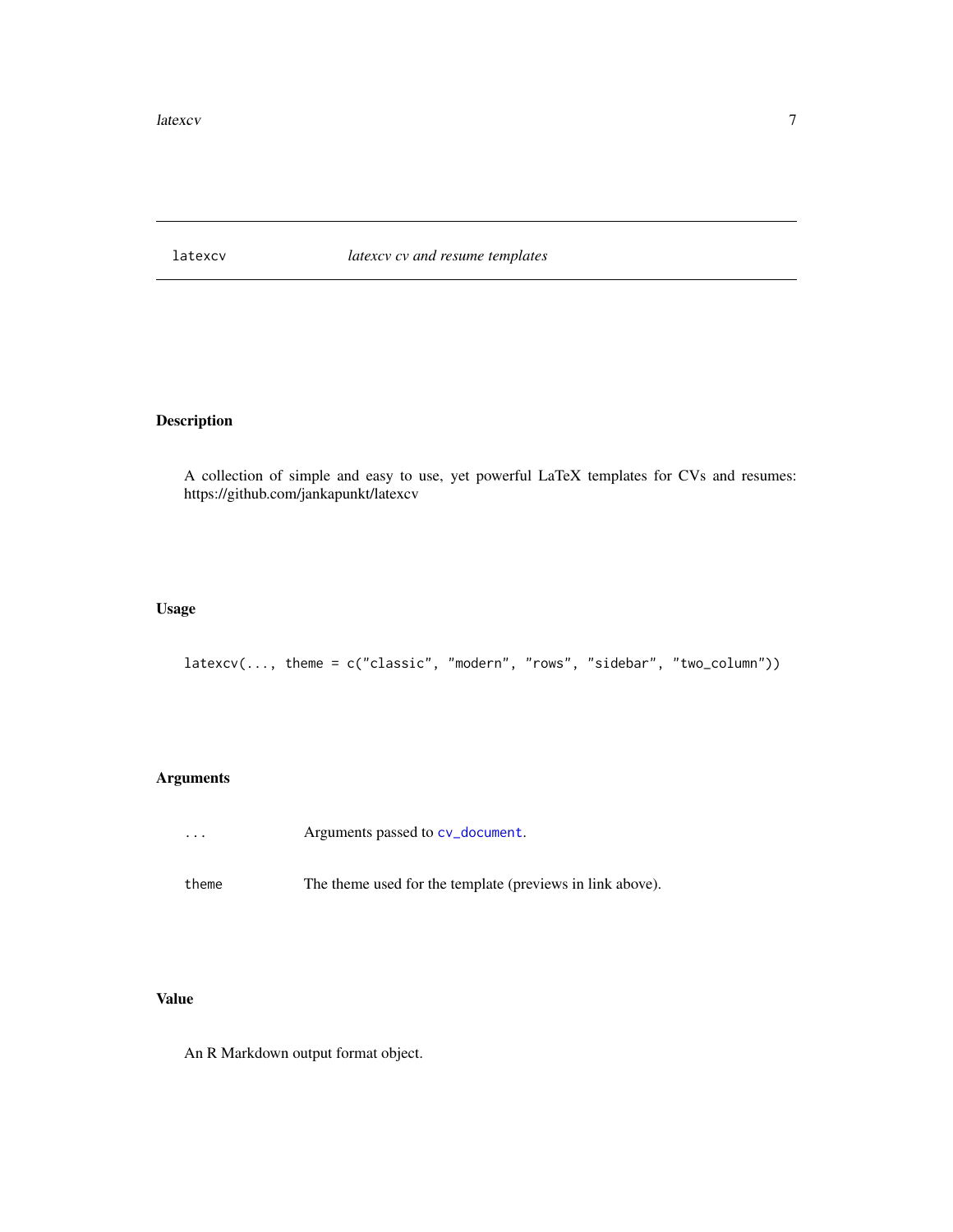latexcv    *latexcv cv and resume templates*

## Description

A collection of simple and easy to use, yet powerful LaTeX templates for CVs and resumes: https://github.com/jankapunkt/latexcv

## Usage

```
latexcv(..., theme = c("classic", "modern", "rows", "sidebar", "two_column"))
```

## Arguments

| | |
|---|---|
| `...` | Arguments passed to `cv_document`. |
| `theme` | The theme used for the template (previews in link above). |

## Value

An R Markdown output format object.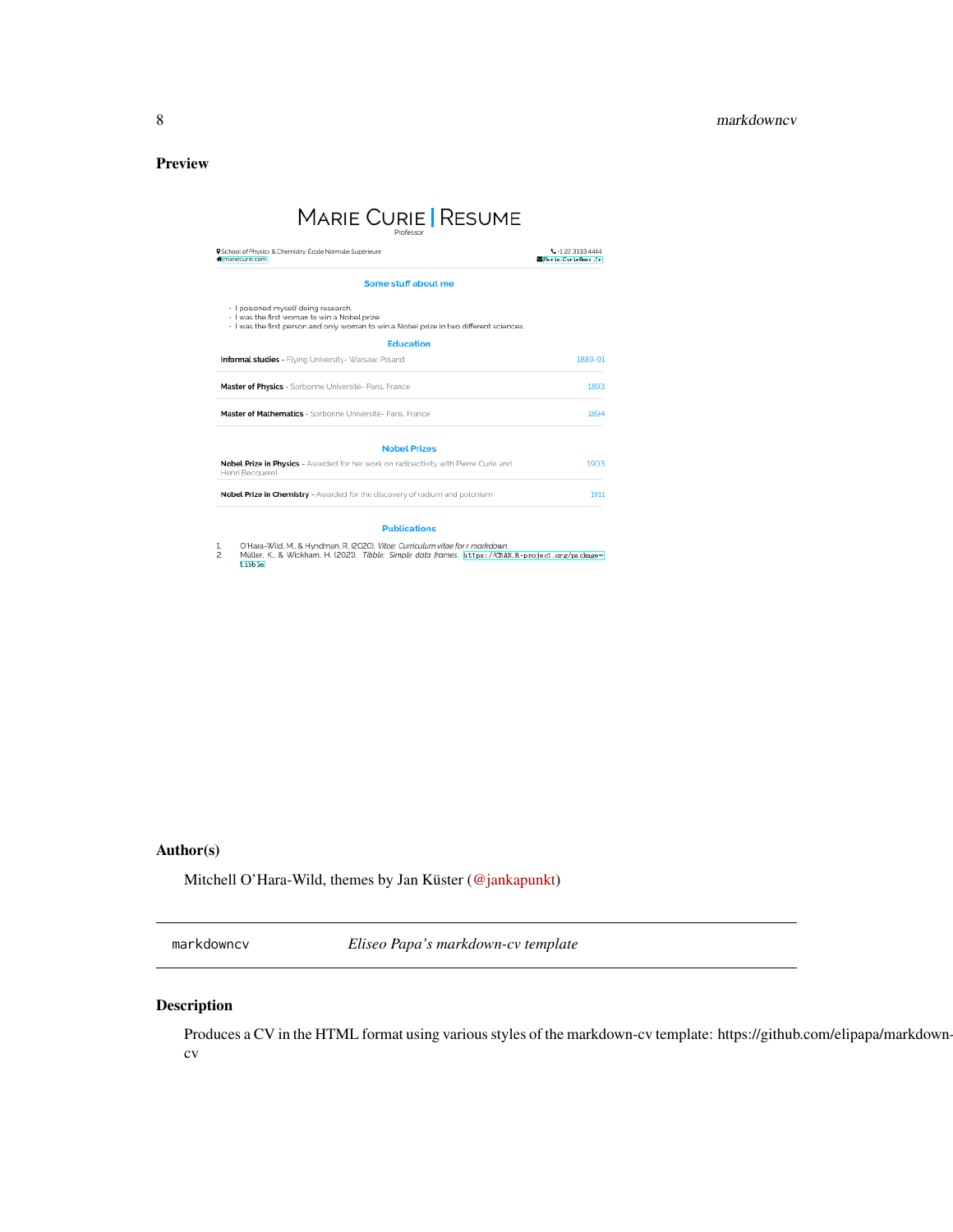## Preview

MARIE CURIE | RESUME

Professor

School of Physics & Chemistry École Normale Supérieure
mariecurie.com

+1 22 3333 4444
Marie.Curie@ens.fr

**Some stuff about me**

- I poisoned myself doing research.
- I was the first woman to win a Nobel prize
- I was the first person and only woman to win a Nobel prize in two different sciences.

**Education**

**Informal studies** - Flying University- Warsaw, Poland — 1889-91

**Master of Physics** - Sorbonne Université- Paris, France — 1893

**Master of Mathematics** - Sorbonne Université- Paris, France — 1894

**Nobel Prizes**

**Nobel Prize in Physics** - Awarded for her work on radioactivity with Pierre Curie and Henri Becquerel — 1903

**Nobel Prize in Chemistry** - Awarded for the discovery of radium and polonium — 1911

**Publications**

1. O'Hara-Wild, M., & Hyndman, R. (2020). *Vitae: Curriculum vitae for r markdown.*
2. Müller, K., & Wickham, H. (2021). *Tibble: Simple data frames.* https://CRAN.R-project.org/package=tibble

## Author(s)

Mitchell O'Hara-Wild, themes by Jan Küster (@jankapunkt)

---

`markdowncv` *Eliseo Papa's markdown-cv template*

---

## Description

Produces a CV in the HTML format using various styles of the markdown-cv template: https://github.com/elipapa/markdown-cv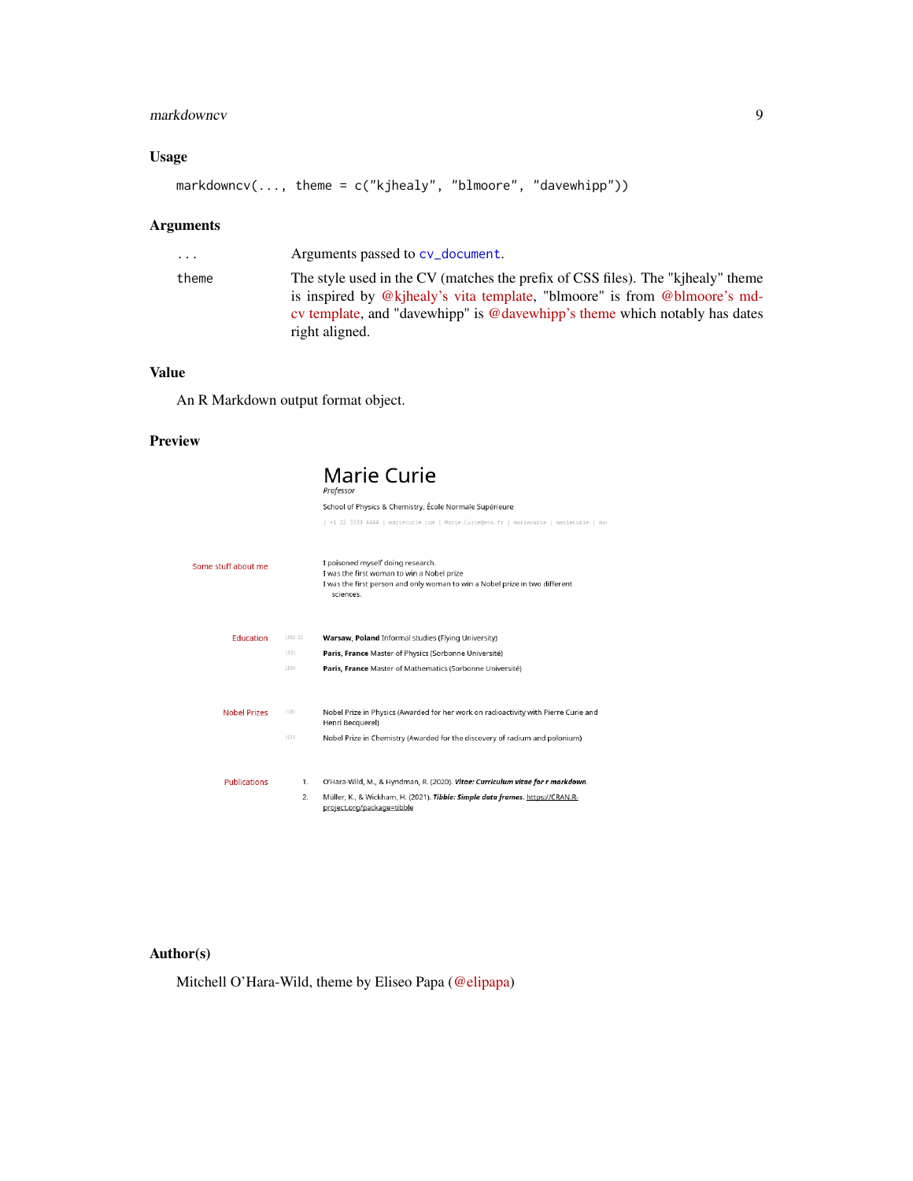### Usage

```
markdowncv(..., theme = c("kjhealy", "blmoore", "davewhipp"))
```

### Arguments

| | |
|---|---|
| ... | Arguments passed to cv_document. |
| theme | The style used in the CV (matches the prefix of CSS files). The "kjhealy" theme is inspired by @kjhealy's vita template, "blmoore" is from @blmoore's md-cv template, and "davewhipp" is @davewhipp's theme which notably has dates right aligned. |

### Value

An R Markdown output format object.

### Preview

Marie Curie
*Professor*

School of Physics & Chemistry, École Normale Supérieure

| +1 22 3333 4444 | mariecurie.com | Marie.Curie@ens.fr | mariecurie | mariecurie | mar

| | | |
|---|---|---|
| Some stuff about me | | I poisoned myself doing research.<br>I was the first woman to win a Nobel prize<br>I was the first person and only woman to win a Nobel prize in two different sciences. |
| Education | 1880.01 | **Warsaw, Poland** Informal studies (Flying University) |
| | 1893 | **Paris, France** Master of Physics (Sorbonne Université) |
| | 1894 | **Paris, France** Master of Mathematics (Sorbonne Université) |
| Nobel Prizes | 1903 | Nobel Prize in Physics (Awarded for her work on radioactivity with Pierre Curie and Henri Becquerel) |
| | 1911 | Nobel Prize in Chemistry (Awarded for the discovery of radium and polonium) |
| Publications | 1. | O'Hara-Wild, M., & Hyndman, R. (2020). ***Vitae: Curriculum vitae for r markdown***. |
| | 2. | Müller, K., & Wickham, H. (2021). ***Tibble: Simple data frames***. https://CRAN.R-project.org/package=tibble |

### Author(s)

Mitchell O'Hara-Wild, theme by Eliseo Papa (@elipapa)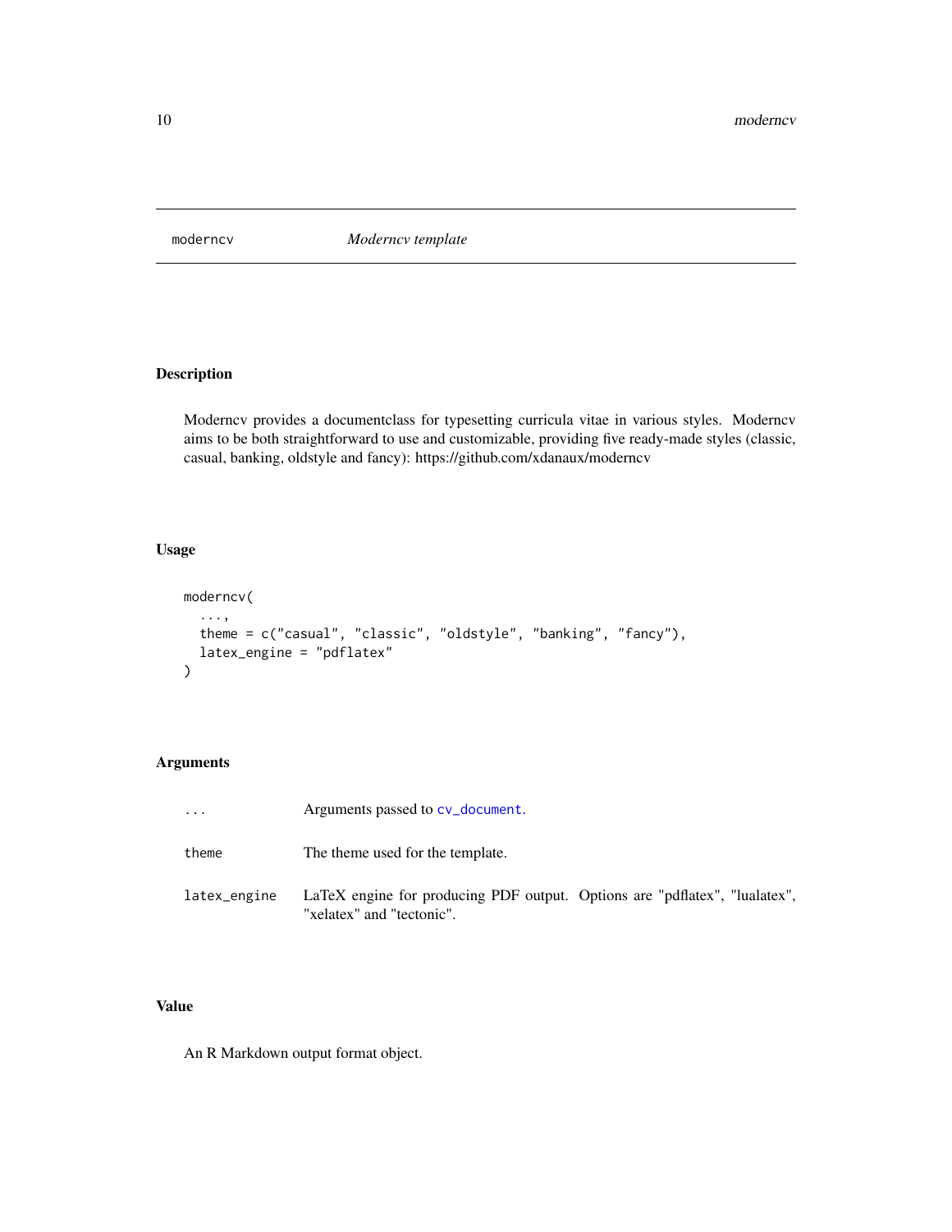## moderncv — *Moderncv template*

### Description

Moderncv provides a documentclass for typesetting curricula vitae in various styles. Moderncv aims to be both straightforward to use and customizable, providing five ready-made styles (classic, casual, banking, oldstyle and fancy): https://github.com/xdanaux/moderncv

### Usage

```
moderncv(
  ...,
  theme = c("casual", "classic", "oldstyle", "banking", "fancy"),
  latex_engine = "pdflatex"
)
```

### Arguments

| | |
|---|---|
| `...` | Arguments passed to `cv_document`. |
| `theme` | The theme used for the template. |
| `latex_engine` | LaTeX engine for producing PDF output. Options are "pdflatex", "lualatex", "xelatex" and "tectonic". |

### Value

An R Markdown output format object.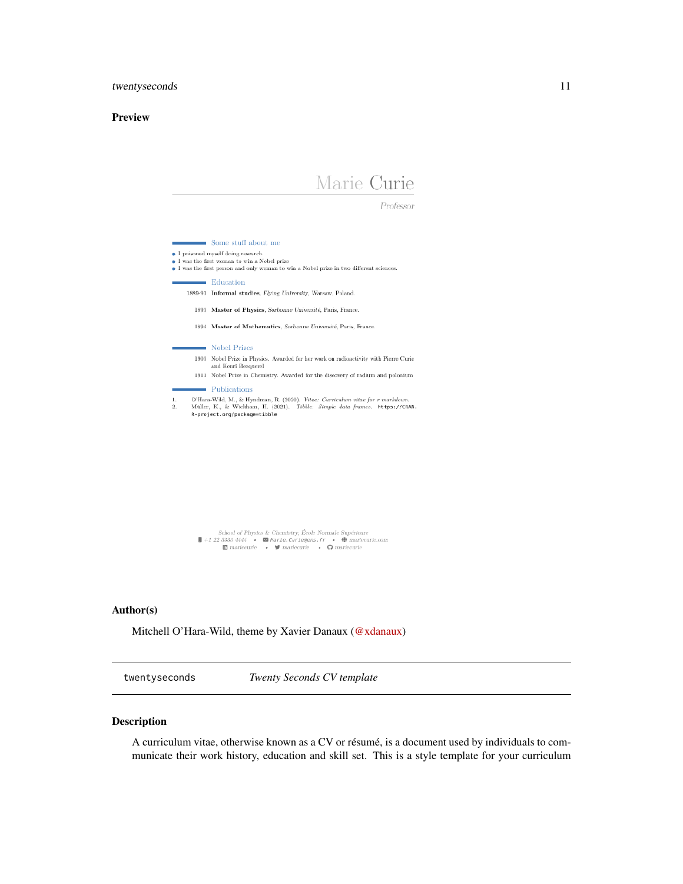## Preview

Marie Curie

*Professor*

Some stuff about me

- I poisoned myself doing research.
- I was the first woman to win a Nobel prize
- I was the first person and only woman to win a Nobel prize in two different sciences.

Education

1889-91 **Informal studies**, *Flying University*, Warsaw, Poland.

1893 **Master of Physics**, *Sorbonne Université*, Paris, France.

1894 **Master of Mathematics**, *Sorbonne Université*, Paris, France.

Nobel Prizes

1903 Nobel Prize in Physics. Awarded for her work on radioactivity with Pierre Curie and Henri Becquerel

1911 Nobel Prize in Chemistry. Awarded for the discovery of radium and polonium

Publications

1. O'Hara-Wild, M., & Hyndman, R. (2020). *Vitae: Curriculum vitae for r markdown*.
2. Müller, K., & Wickham, H. (2021). *Tibble: Simple data frames*. https://CRAN.R-project.org/package=tibble

School of Physics & Chemistry, École Normale Supérieure
+1 22 3333 4444 • Marie.Curie@ens.fr • mariecurie.com
mariecurie • mariecurie • mariecurie

## Author(s)

Mitchell O'Hara-Wild, theme by Xavier Danaux (@xdanaux)

---

`twentyseconds` *Twenty Seconds CV template*

---

## Description

A curriculum vitae, otherwise known as a CV or résumé, is a document used by individuals to communicate their work history, education and skill set. This is a style template for your curriculum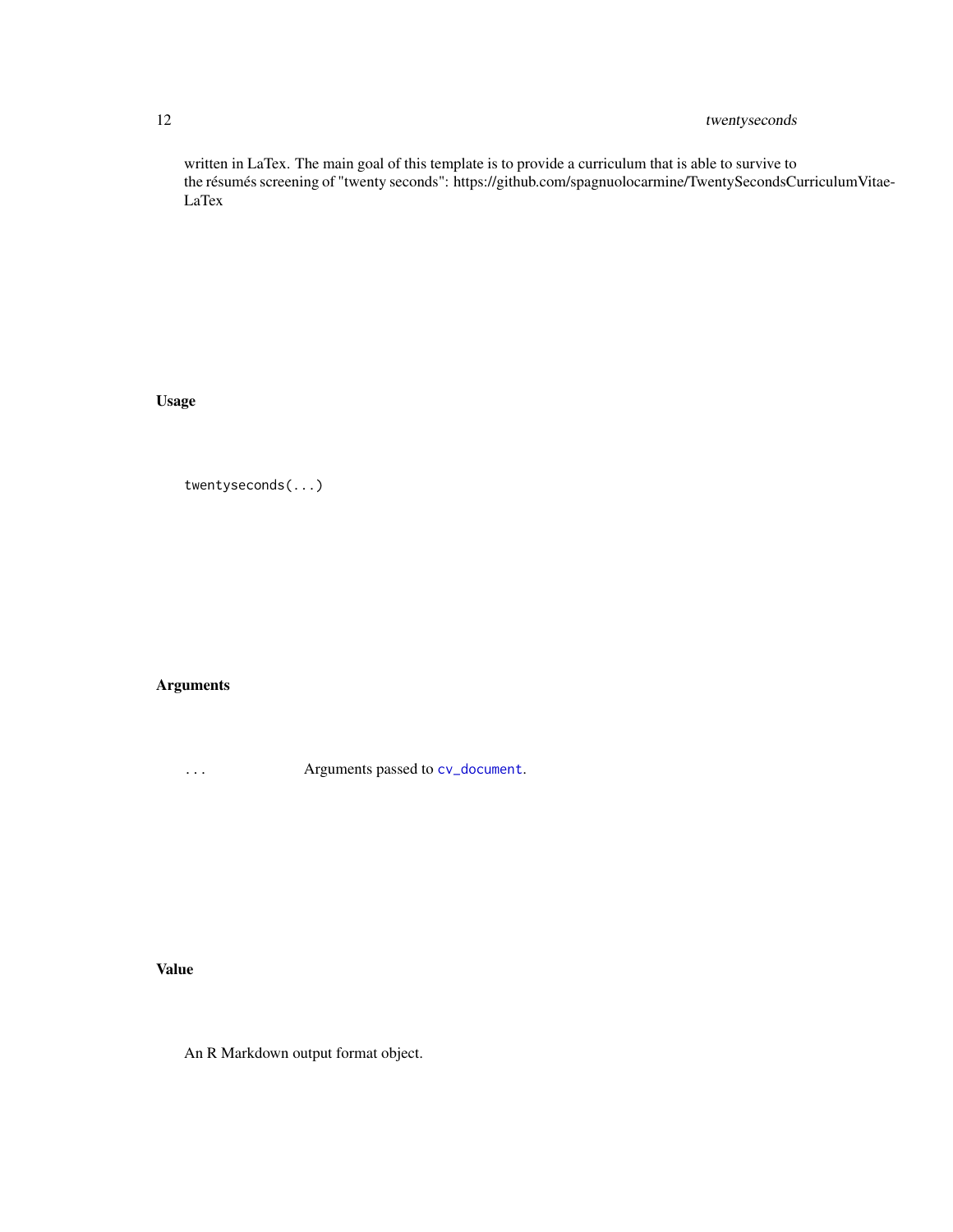written in LaTex. The main goal of this template is to provide a curriculum that is able to survive to the résumés screening of "twenty seconds": https://github.com/spagnuolocarmine/TwentySecondsCurriculumVitae-LaTex

## Usage

```
twentyseconds(...)
```

## Arguments

| | |
|---|---|
| ... | Arguments passed to `cv_document`. |

## Value

An R Markdown output format object.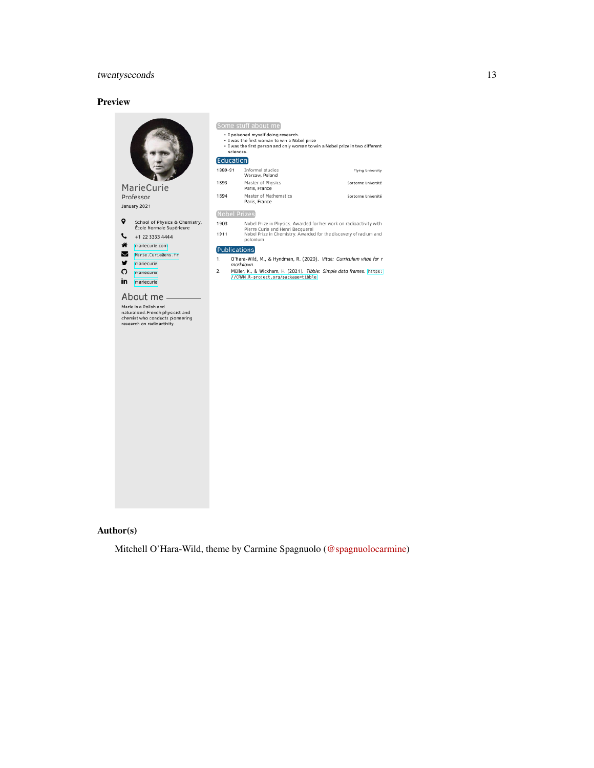## Preview

MarieCurie
Professor
January 2021

School of Physics & Chemistry, École Normale Supérieure
+1 22 3333 4444
mariecurie.com
Marie.Curie@ens.fr
mariecurie
mariecurie
mariecurie

### About me

Marie is a Polish and naturalized-French physicist and chemist who conducts pioneering research on radioactivity.

### Some stuff about me

- I poisoned myself doing research.
- I was the first woman to win a Nobel prize
- I was the first person and only woman to win a Nobel prize in two different sciences.

### Education

| | | |
|---|---|---|
| 1889-91 | Informal studies<br>Warsaw, Poland | Flying University |
| 1893 | Master of Physics<br>Paris, France | Sorbonne Université |
| 1894 | Master of Mathematics<br>Paris, France | Sorbonne Université |

### Nobel Prizes

| | |
|---|---|
| 1903 | Nobel Prize in Physics. Awarded for her work on radioactivity with Pierre Curie and Henri Becquerel |
| 1911 | Nobel Prize in Chemistry. Awarded for the discovery of radium and polonium |

### Publications

1. O'Hara-Wild, M., & Hyndman, R. (2020). *Vitae: Curriculum vitae for r markdown.*
2. Müller, K., & Wickham, H. (2021). *Tibble: Simple data frames.* https://CRAN.R-project.org/package=tibble

## Author(s)

Mitchell O'Hara-Wild, theme by Carmine Spagnuolo (@spagnuolocarmine)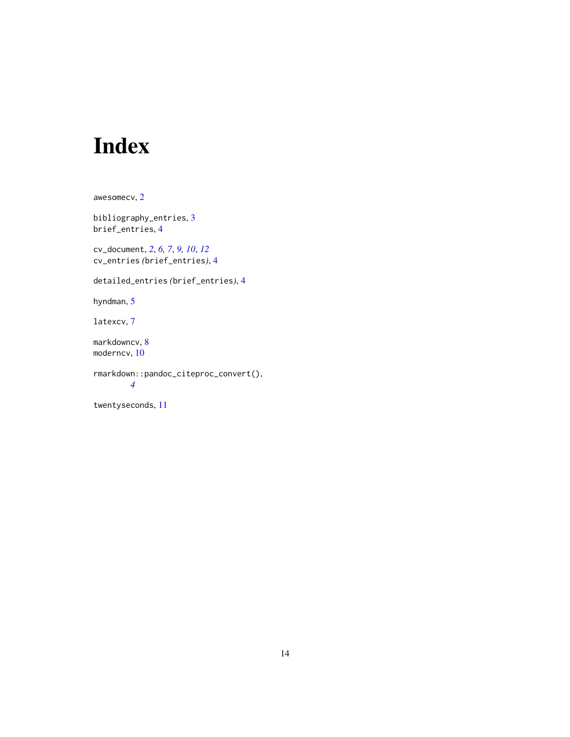# Index

awesomecv, 2

bibliography_entries, 3
brief_entries, 4

cv_document, *2*, *6, 7*, *9, 10*, *12*
cv_entries *(*brief_entries*)*, 4

detailed_entries *(*brief_entries*)*, 4

hyndman, 5

latexcv, 7

markdowncv, 8
moderncv, 10

rmarkdown::pandoc_citeproc_convert(), *4*

twentyseconds, 11